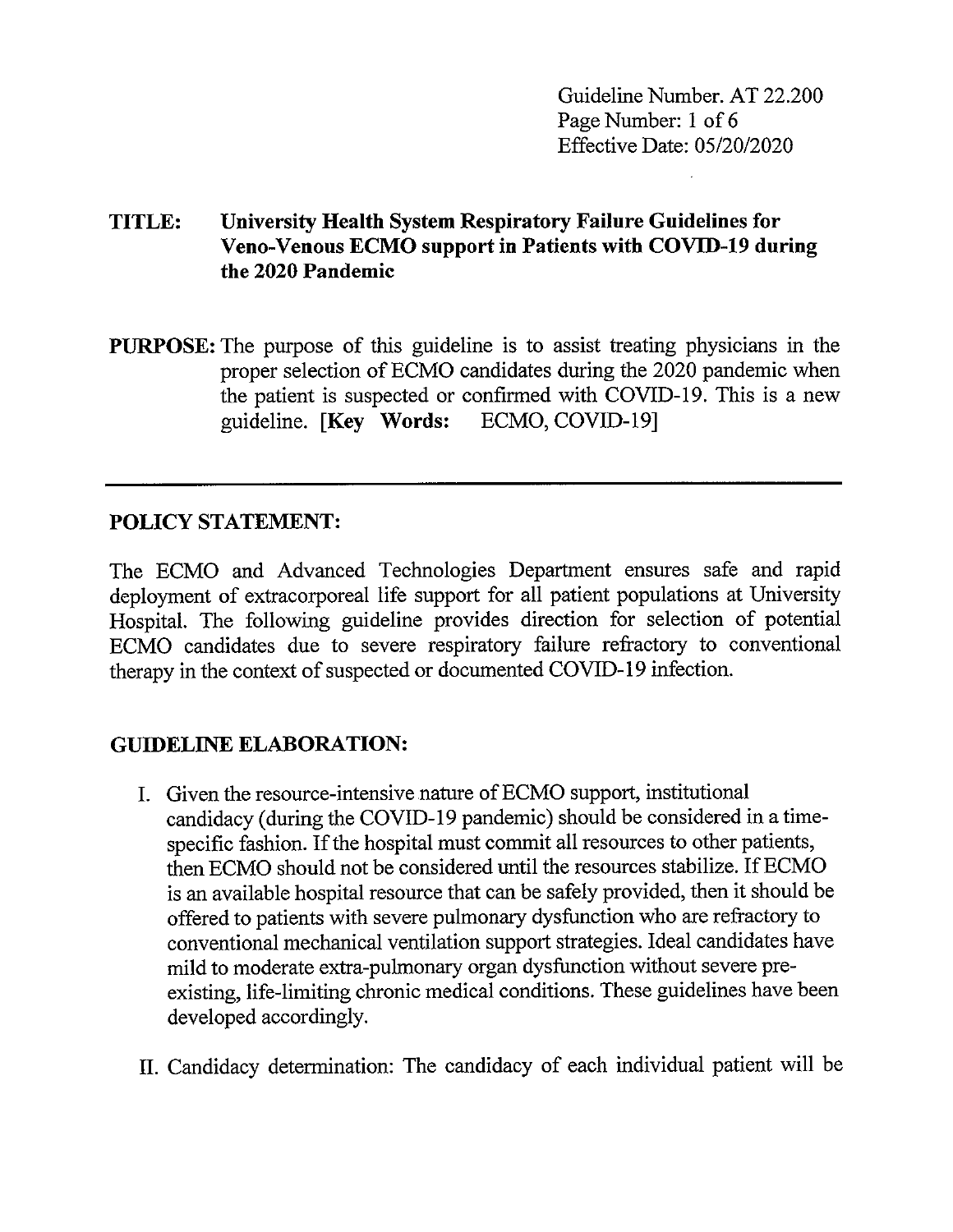Guideline Number. AT 22.200
Effective Date: 05/20/2020

**TITLE: University Health System Respiratory Failure Guidelines for Veno-Venous ECMO support in Patients with COVID-19 during the 2020 Pandemic**

**PURPOSE:** The purpose of this guideline is to assist treating physicians in the proper selection of ECMO candidates during the 2020 pandemic when the patient is suspected or confirmed with COVID-19. This is a new guideline. [**Key Words:** ECMO, COVID-19]

---

## POLICY STATEMENT:

The ECMO and Advanced Technologies Department ensures safe and rapid deployment of extracorporeal life support for all patient populations at University Hospital. The following guideline provides direction for selection of potential ECMO candidates due to severe respiratory failure refractory to conventional therapy in the context of suspected or documented COVID-19 infection.

## GUIDELINE ELABORATION:

I. Given the resource-intensive nature of ECMO support, institutional candidacy (during the COVID-19 pandemic) should be considered in a time-specific fashion. If the hospital must commit all resources to other patients, then ECMO should not be considered until the resources stabilize. If ECMO is an available hospital resource that can be safely provided, then it should be offered to patients with severe pulmonary dysfunction who are refractory to conventional mechanical ventilation support strategies. Ideal candidates have mild to moderate extra-pulmonary organ dysfunction without severe pre-existing, life-limiting chronic medical conditions. These guidelines have been developed accordingly.

II. Candidacy determination: The candidacy of each individual patient will be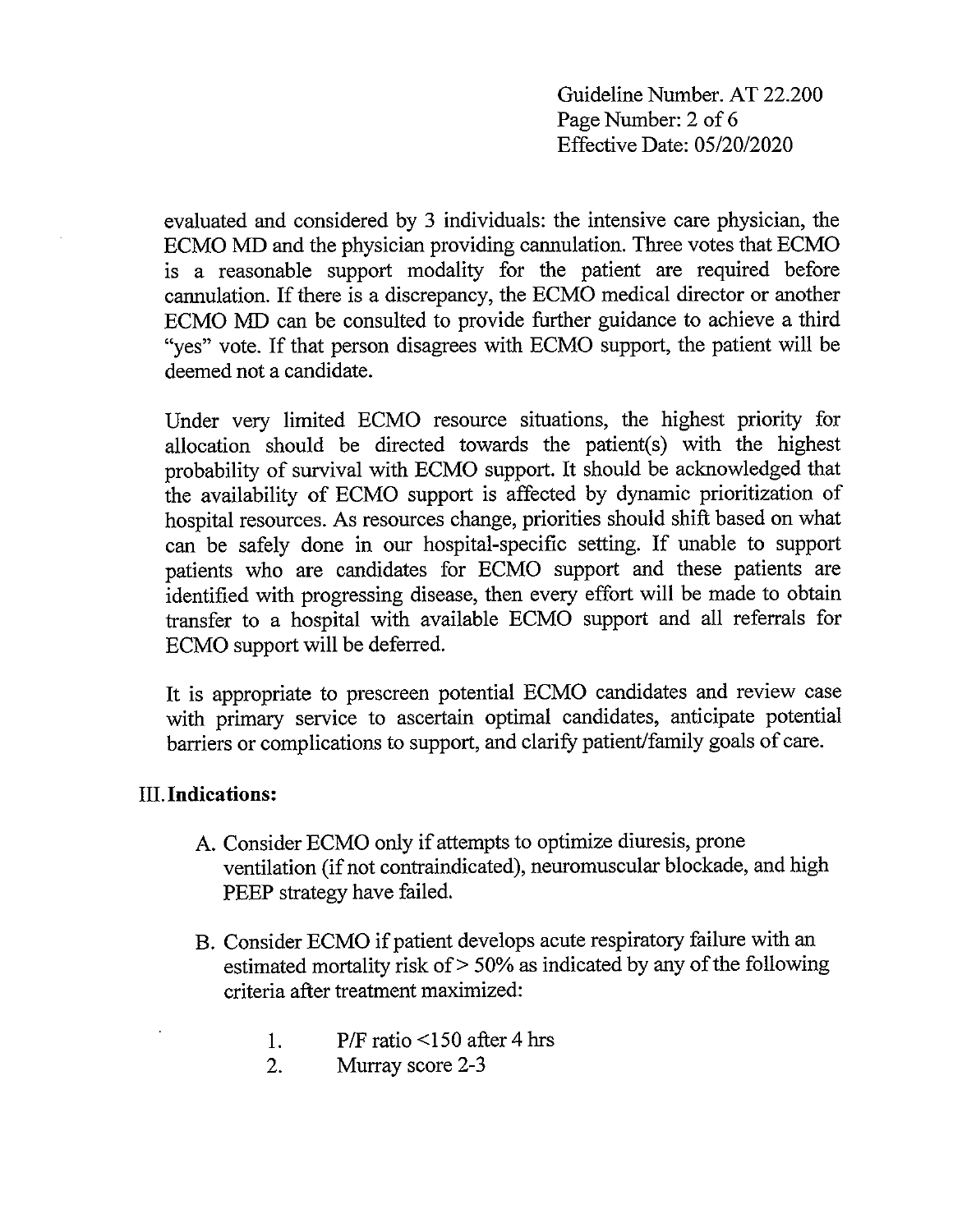evaluated and considered by 3 individuals: the intensive care physician, the ECMO MD and the physician providing cannulation. Three votes that ECMO is a reasonable support modality for the patient are required before cannulation. If there is a discrepancy, the ECMO medical director or another ECMO MD can be consulted to provide further guidance to achieve a third "yes" vote. If that person disagrees with ECMO support, the patient will be deemed not a candidate.

Under very limited ECMO resource situations, the highest priority for allocation should be directed towards the patient(s) with the highest probability of survival with ECMO support. It should be acknowledged that the availability of ECMO support is affected by dynamic prioritization of hospital resources. As resources change, priorities should shift based on what can be safely done in our hospital-specific setting. If unable to support patients who are candidates for ECMO support and these patients are identified with progressing disease, then every effort will be made to obtain transfer to a hospital with available ECMO support and all referrals for ECMO support will be deferred.

It is appropriate to prescreen potential ECMO candidates and review case with primary service to ascertain optimal candidates, anticipate potential barriers or complications to support, and clarify patient/family goals of care.

## III. Indications:

A. Consider ECMO only if attempts to optimize diuresis, prone ventilation (if not contraindicated), neuromuscular blockade, and high PEEP strategy have failed.

B. Consider ECMO if patient develops acute respiratory failure with an estimated mortality risk of > 50% as indicated by any of the following criteria after treatment maximized:

1. P/F ratio <150 after 4 hrs
2. Murray score 2-3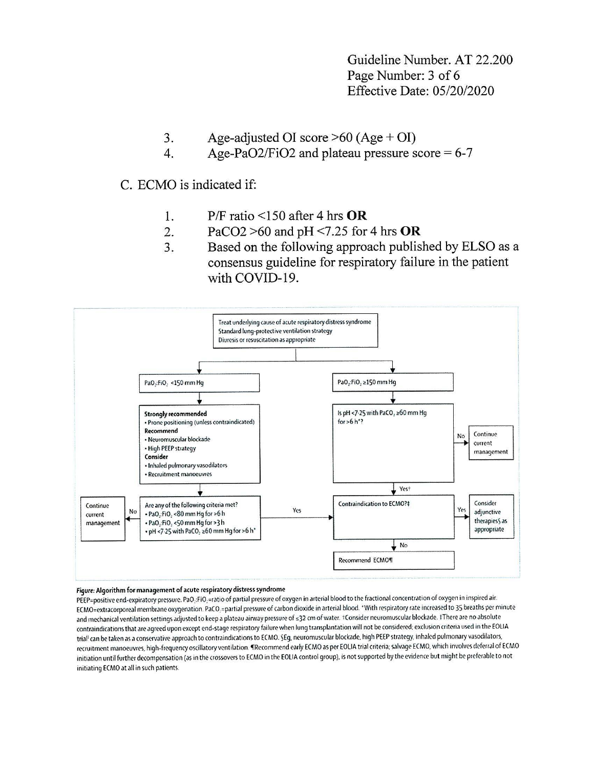3. Age-adjusted OI score >60 (Age + OI)
4. Age-PaO2/FiO2 and plateau pressure score = 6-7

C. ECMO is indicated if:

1. P/F ratio <150 after 4 hrs **OR**
2. PaCO2 >60 and pH <7.25 for 4 hrs **OR**
3. Based on the following approach published by ELSO as a consensus guideline for respiratory failure in the patient with COVID-19.

Treat underlying cause of acute respiratory distress syndrome
Standard lung-protective ventilation strategy
Diuresis or resuscitation as appropriate

$PaO_2$:$FiO_2$ <150 mm Hg

**Strongly recommended**
- Prone positioning (unless contraindicated)

**Recommend**
- Neuromuscular blockade
- High PEEP strategy

**Consider**
- Inhaled pulmonary vasodilators
- Recruitment manoeuvres

Are any of the following criteria met?
- $PaO_2$:$FiO_2$ <80 mm Hg for >6 h
- $PaO_2$:$FiO_2$ <50 mm Hg for >3 h
- pH <7·25 with $PaCO_2$ ≥60 mm Hg for >6 h*

No → Continue current management

Yes → Contraindication to ECMO?‡

$PaO_2$:$FiO_2$ ≥150 mm Hg

Is pH <7·25 with $PaCO_2$ ≥60 mm Hg for >6 h*?

No → Continue current management

Yes† → Contraindication to ECMO?‡

Yes → Consider adjunctive therapies§ as appropriate

No → Recommend ECMO¶

**Figure: Algorithm for management of acute respiratory distress syndrome**

PEEP=positive end-expiratory pressure. $PaO_2$:$FiO_2$=ratio of partial pressure of oxygen in arterial blood to the fractional concentration of oxygen in inspired air. ECMO=extracorporeal membrane oxygenation. $PaCO_2$=partial pressure of carbon dioxide in arterial blood. *With respiratory rate increased to 35 breaths per minute and mechanical ventilation settings adjusted to keep a plateau airway pressure of ≤32 cm of water. †Consider neuromuscular blockade. ‡There are no absolute contraindications that are agreed upon except end-stage respiratory failure when lung transplantation will not be considered; exclusion criteria used in the EOLIA trial[1] can be taken as a conservative approach to contraindications to ECMO. §Eg, neuromuscular blockade, high PEEP strategy, inhaled pulmonary vasodilators, recruitment manoeuvres, high-frequency oscillatory ventilation. ¶Recommend early ECMO as per EOLIA trial criteria; salvage ECMO, which involves deferral of ECMO initiation until further decompensation (as in the crossovers to ECMO in the EOLIA control group), is not supported by the evidence but might be preferable to not initiating ECMO at all in such patients.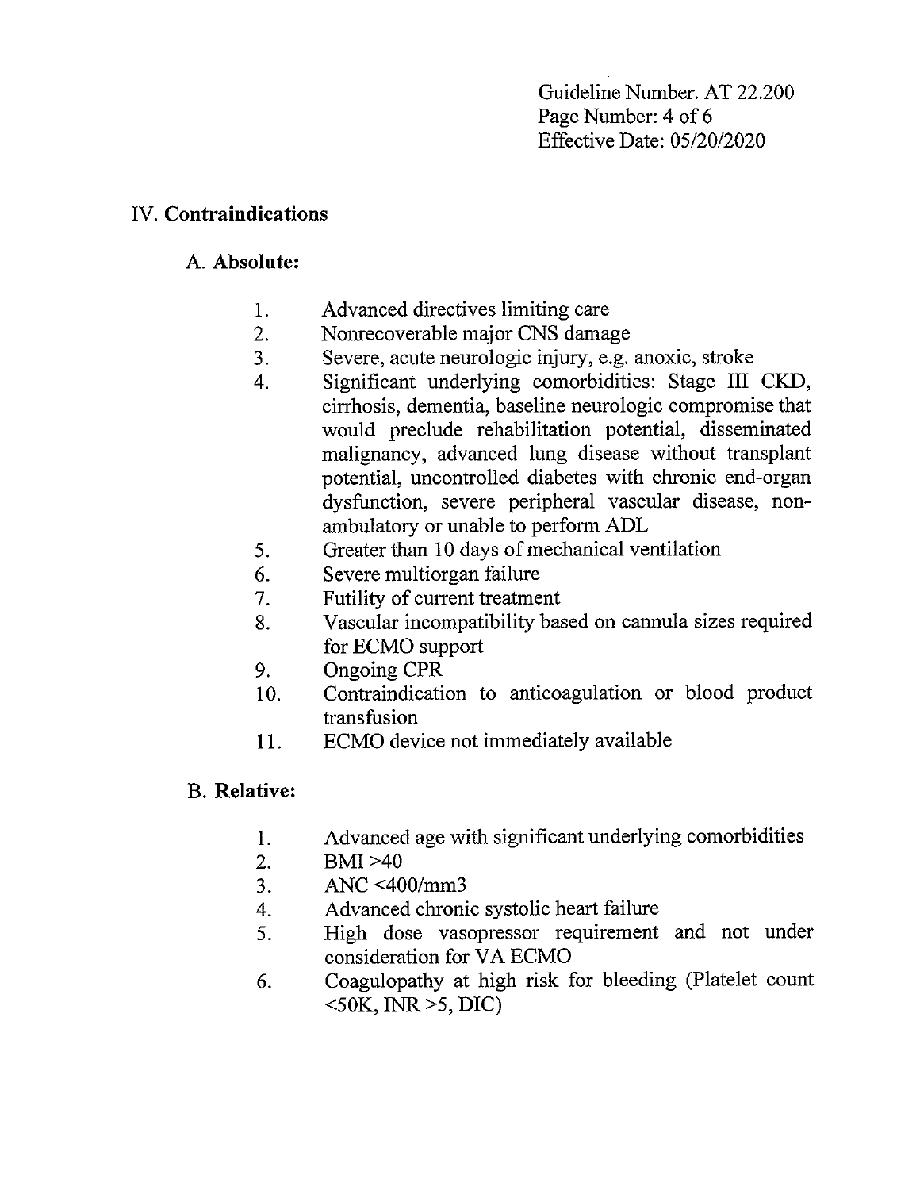## IV. **Contraindications**

### A. **Absolute:**

1. Advanced directives limiting care
2. Nonrecoverable major CNS damage
3. Severe, acute neurologic injury, e.g. anoxic, stroke
4. Significant underlying comorbidities: Stage III CKD, cirrhosis, dementia, baseline neurologic compromise that would preclude rehabilitation potential, disseminated malignancy, advanced lung disease without transplant potential, uncontrolled diabetes with chronic end-organ dysfunction, severe peripheral vascular disease, non-ambulatory or unable to perform ADL
5. Greater than 10 days of mechanical ventilation
6. Severe multiorgan failure
7. Futility of current treatment
8. Vascular incompatibility based on cannula sizes required for ECMO support
9. Ongoing CPR
10. Contraindication to anticoagulation or blood product transfusion
11. ECMO device not immediately available

### B. **Relative:**

1. Advanced age with significant underlying comorbidities
2. BMI >40
3. ANC <400/mm3
4. Advanced chronic systolic heart failure
5. High dose vasopressor requirement and not under consideration for VA ECMO
6. Coagulopathy at high risk for bleeding (Platelet count <50K, INR >5, DIC)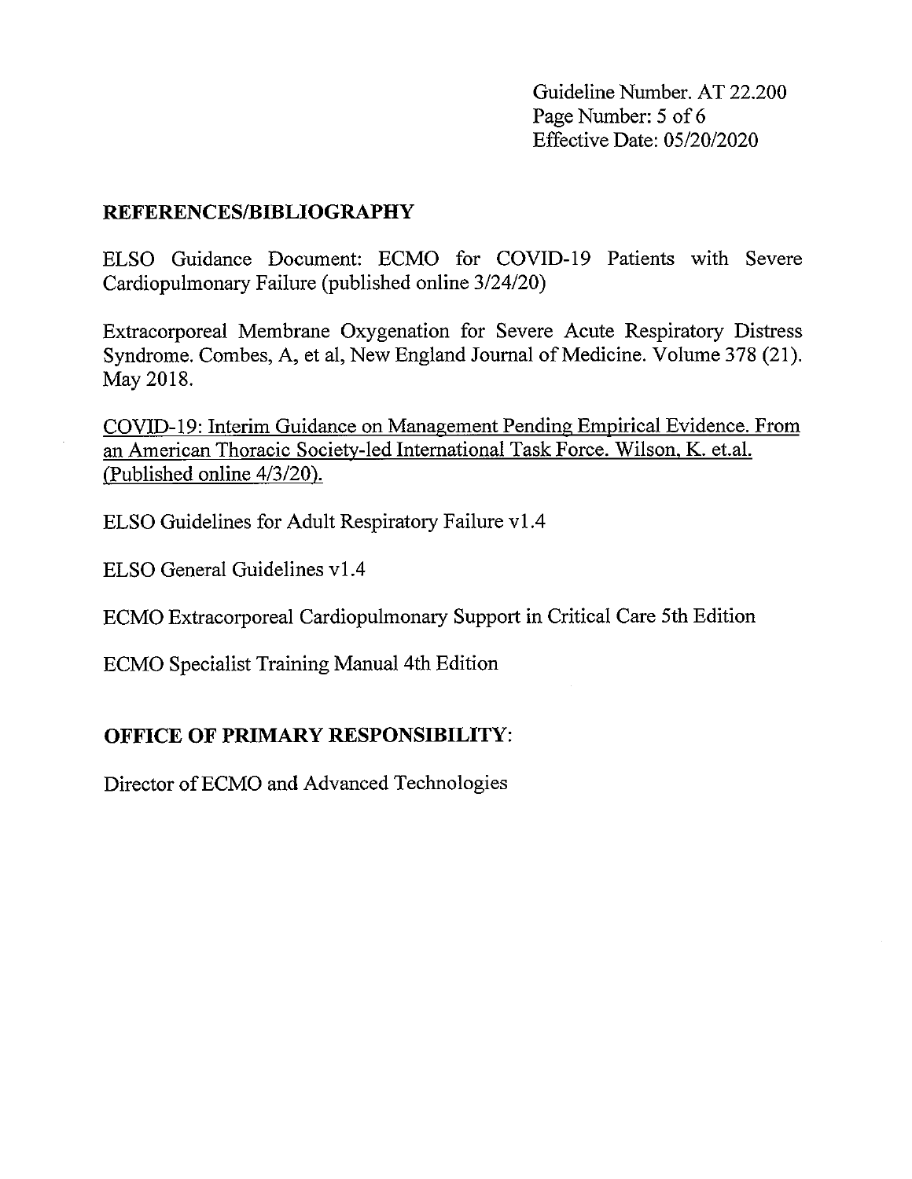## REFERENCES/BIBLIOGRAPHY

ELSO Guidance Document: ECMO for COVID-19 Patients with Severe Cardiopulmonary Failure (published online 3/24/20)

Extracorporeal Membrane Oxygenation for Severe Acute Respiratory Distress Syndrome. Combes, A, et al, New England Journal of Medicine. Volume 378 (21). May 2018.

COVID-19: Interim Guidance on Management Pending Empirical Evidence. From an American Thoracic Society-led International Task Force. Wilson, K. et.al. (Published online 4/3/20).

ELSO Guidelines for Adult Respiratory Failure v1.4

ELSO General Guidelines v1.4

ECMO Extracorporeal Cardiopulmonary Support in Critical Care 5th Edition

ECMO Specialist Training Manual 4th Edition

## OFFICE OF PRIMARY RESPONSIBILITY:

Director of ECMO and Advanced Technologies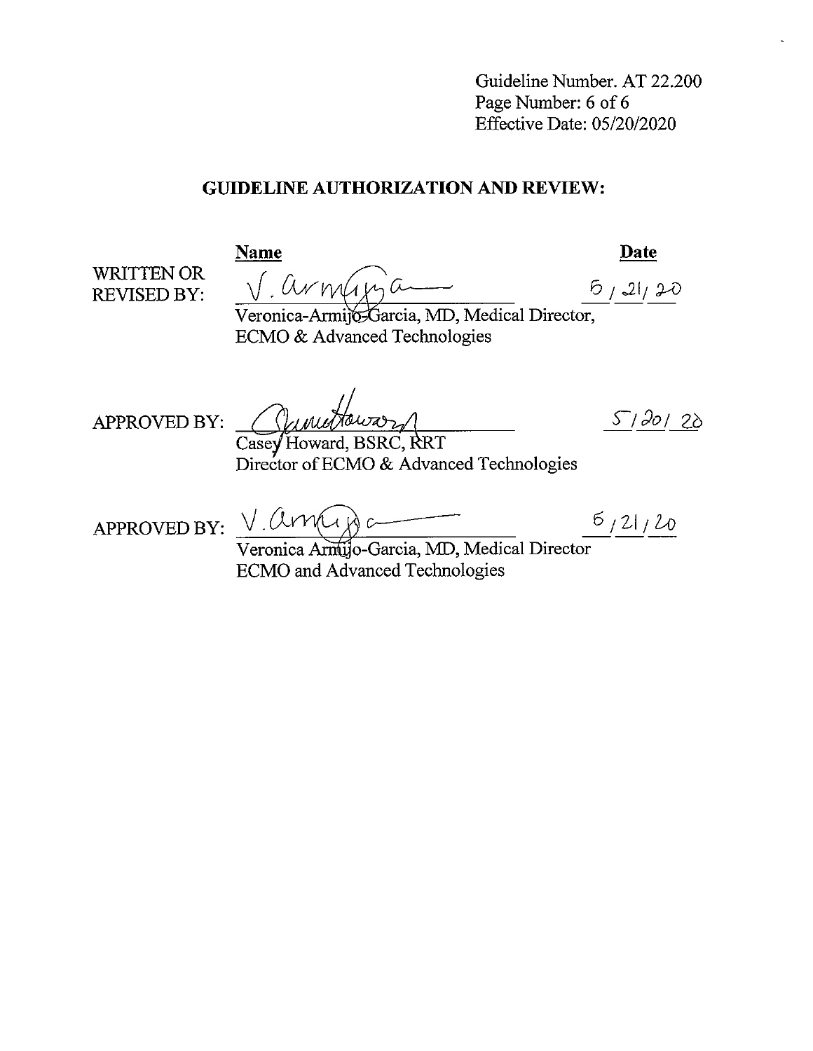Guideline Number. AT 22.200
Effective Date: 05/20/2020

## GUIDELINE AUTHORIZATION AND REVIEW:

| | Name | Date |
|---|---|---|
| WRITTEN OR REVISED BY: | V. Armijo-Garcia<br>Veronica-Armijo-Garcia, MD, Medical Director, ECMO & Advanced Technologies | 5/21/20 |
| APPROVED BY: | Casey Howard<br>Casey Howard, BSRC, RRT<br>Director of ECMO & Advanced Technologies | 5/20/20 |
| APPROVED BY: | V. Armijo-Garcia<br>Veronica Armijo-Garcia, MD, Medical Director<br>ECMO and Advanced Technologies | 5/21/20 |